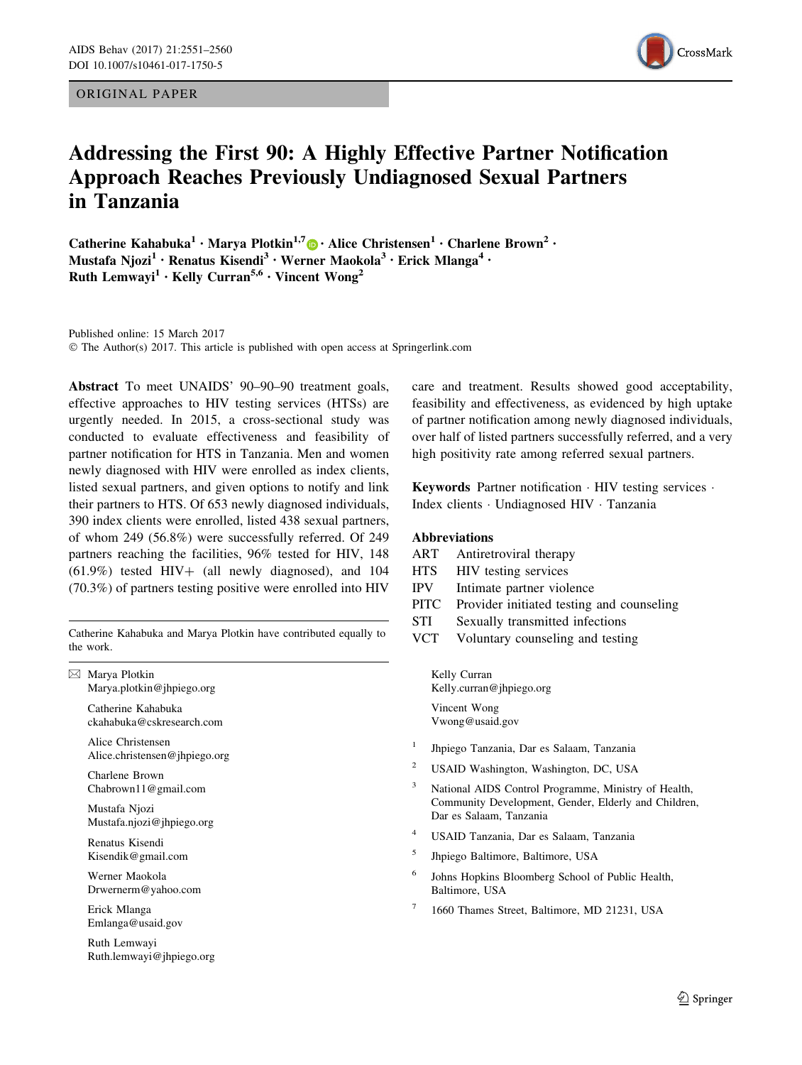ORIGINAL PAPER

# Addressing the First 90: A Highly Effective Partner Notification Approach Reaches Previously Undiagnosed Sexual Partners in Tanzania

**Catherine Kahabuka[1] · Marya Plotkin[1,7] · Alice Christensen[1] · Charlene Brown[2] · Mustafa Njozi[1] · Renatus Kisendi[3] · Werner Maokola[3] · Erick Mlanga[4] · Ruth Lemwayi[1] · Kelly Curran[5,6] · Vincent Wong[2]**

Published online: 15 March 2017
© The Author(s) 2017. This article is published with open access at Springerlink.com

**Abstract** To meet UNAIDS' 90–90–90 treatment goals, effective approaches to HIV testing services (HTSs) are urgently needed. In 2015, a cross-sectional study was conducted to evaluate effectiveness and feasibility of partner notification for HTS in Tanzania. Men and women newly diagnosed with HIV were enrolled as index clients, listed sexual partners, and given options to notify and link their partners to HTS. Of 653 newly diagnosed individuals, 390 index clients were enrolled, listed 438 sexual partners, of whom 249 (56.8%) were successfully referred. Of 249 partners reaching the facilities, 96% tested for HIV, 148 (61.9%) tested HIV+ (all newly diagnosed), and 104 (70.3%) of partners testing positive were enrolled into HIV care and treatment. Results showed good acceptability, feasibility and effectiveness, as evidenced by high uptake of partner notification among newly diagnosed individuals, over half of listed partners successfully referred, and a very high positivity rate among referred sexual partners.

**Keywords** Partner notification · HIV testing services · Index clients · Undiagnosed HIV · Tanzania

## Abbreviations

| | |
|---|---|
| ART | Antiretroviral therapy |
| HTS | HIV testing services |
| IPV | Intimate partner violence |
| PITC | Provider initiated testing and counseling |
| STI | Sexually transmitted infections |
| VCT | Voluntary counseling and testing |

Catherine Kahabuka and Marya Plotkin have contributed equally to the work.

✉ Marya Plotkin
Marya.plotkin@jhpiego.org

Catherine Kahabuka
ckahabuka@cskresearch.com

Alice Christensen
Alice.christensen@jhpiego.org

Charlene Brown
Chabrown11@gmail.com

Mustafa Njozi
Mustafa.njozi@jhpiego.org

Renatus Kisendi
Kisendik@gmail.com

Werner Maokola
Drwernerm@yahoo.com

Erick Mlanga
Emlanga@usaid.gov

Ruth Lemwayi
Ruth.lemwayi@jhpiego.org

Kelly Curran
Kelly.curran@jhpiego.org

Vincent Wong
Vwong@usaid.gov

[1] Jhpiego Tanzania, Dar es Salaam, Tanzania

[2] USAID Washington, Washington, DC, USA

[3] National AIDS Control Programme, Ministry of Health, Community Development, Gender, Elderly and Children, Dar es Salaam, Tanzania

[4] USAID Tanzania, Dar es Salaam, Tanzania

[5] Jhpiego Baltimore, Baltimore, USA

[6] Johns Hopkins Bloomberg School of Public Health, Baltimore, USA

[7] 1660 Thames Street, Baltimore, MD 21231, USA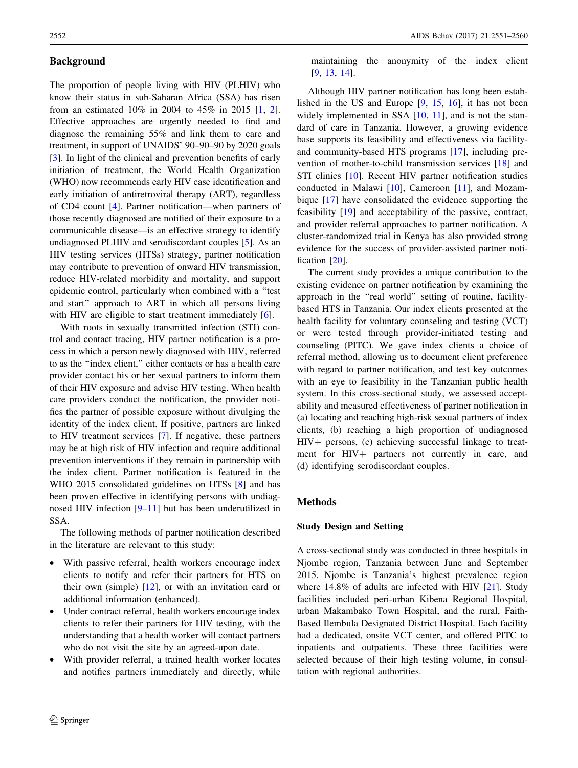## Background

The proportion of people living with HIV (PLHIV) who know their status in sub-Saharan Africa (SSA) has risen from an estimated 10% in 2004 to 45% in 2015 [1, 2]. Effective approaches are urgently needed to find and diagnose the remaining 55% and link them to care and treatment, in support of UNAIDS' 90–90–90 by 2020 goals [3]. In light of the clinical and prevention benefits of early initiation of treatment, the World Health Organization (WHO) now recommends early HIV case identification and early initiation of antiretroviral therapy (ART), regardless of CD4 count [4]. Partner notification—when partners of those recently diagnosed are notified of their exposure to a communicable disease—is an effective strategy to identify undiagnosed PLHIV and serodiscordant couples [5]. As an HIV testing services (HTSs) strategy, partner notification may contribute to prevention of onward HIV transmission, reduce HIV-related morbidity and mortality, and support epidemic control, particularly when combined with a "test and start" approach to ART in which all persons living with HIV are eligible to start treatment immediately [6].

With roots in sexually transmitted infection (STI) control and contact tracing, HIV partner notification is a process in which a person newly diagnosed with HIV, referred to as the "index client," either contacts or has a health care provider contact his or her sexual partners to inform them of their HIV exposure and advise HIV testing. When health care providers conduct the notification, the provider notifies the partner of possible exposure without divulging the identity of the index client. If positive, partners are linked to HIV treatment services [7]. If negative, these partners may be at high risk of HIV infection and require additional prevention interventions if they remain in partnership with the index client. Partner notification is featured in the WHO 2015 consolidated guidelines on HTSs [8] and has been proven effective in identifying persons with undiagnosed HIV infection [9–11] but has been underutilized in SSA.

The following methods of partner notification described in the literature are relevant to this study:

- With passive referral, health workers encourage index clients to notify and refer their partners for HTS on their own (simple) [12], or with an invitation card or additional information (enhanced).
- Under contract referral, health workers encourage index clients to refer their partners for HIV testing, with the understanding that a health worker will contact partners who do not visit the site by an agreed-upon date.
- With provider referral, a trained health worker locates and notifies partners immediately and directly, while maintaining the anonymity of the index client [9, 13, 14].

Although HIV partner notification has long been established in the US and Europe [9, 15, 16], it has not been widely implemented in SSA [10, 11], and is not the standard of care in Tanzania. However, a growing evidence base supports its feasibility and effectiveness via facility- and community-based HTS programs [17], including prevention of mother-to-child transmission services [18] and STI clinics [10]. Recent HIV partner notification studies conducted in Malawi [10], Cameroon [11], and Mozambique [17] have consolidated the evidence supporting the feasibility [19] and acceptability of the passive, contract, and provider referral approaches to partner notification. A cluster-randomized trial in Kenya has also provided strong evidence for the success of provider-assisted partner notification [20].

The current study provides a unique contribution to the existing evidence on partner notification by examining the approach in the "real world" setting of routine, facility-based HTS in Tanzania. Our index clients presented at the health facility for voluntary counseling and testing (VCT) or were tested through provider-initiated testing and counseling (PITC). We gave index clients a choice of referral method, allowing us to document client preference with regard to partner notification, and test key outcomes with an eye to feasibility in the Tanzanian public health system. In this cross-sectional study, we assessed acceptability and measured effectiveness of partner notification in (a) locating and reaching high-risk sexual partners of index clients, (b) reaching a high proportion of undiagnosed HIV+ persons, (c) achieving successful linkage to treatment for HIV+ partners not currently in care, and (d) identifying serodiscordant couples.

## Methods

### Study Design and Setting

A cross-sectional study was conducted in three hospitals in Njombe region, Tanzania between June and September 2015. Njombe is Tanzania's highest prevalence region where 14.8% of adults are infected with HIV [21]. Study facilities included peri-urban Kibena Regional Hospital, urban Makambako Town Hospital, and the rural, Faith-Based Ilembula Designated District Hospital. Each facility had a dedicated, onsite VCT center, and offered PITC to inpatients and outpatients. These three facilities were selected because of their high testing volume, in consultation with regional authorities.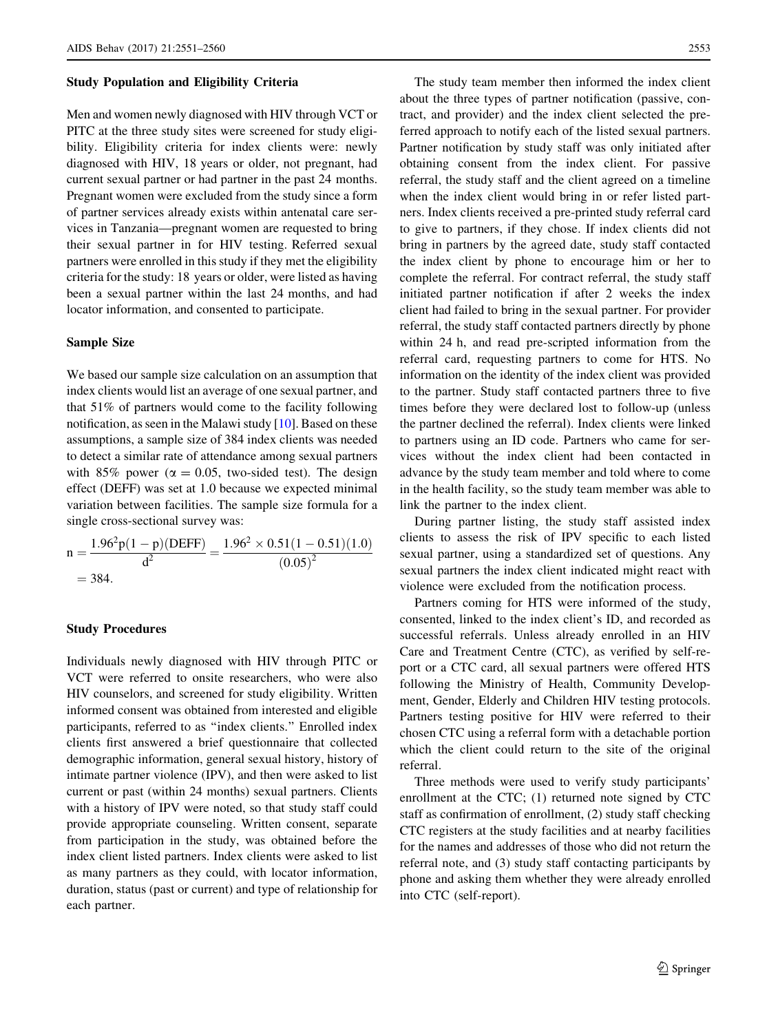### Study Population and Eligibility Criteria

Men and women newly diagnosed with HIV through VCT or PITC at the three study sites were screened for study eligibility. Eligibility criteria for index clients were: newly diagnosed with HIV, 18 years or older, not pregnant, had current sexual partner or had partner in the past 24 months. Pregnant women were excluded from the study since a form of partner services already exists within antenatal care services in Tanzania—pregnant women are requested to bring their sexual partner in for HIV testing. Referred sexual partners were enrolled in this study if they met the eligibility criteria for the study: 18 years or older, were listed as having been a sexual partner within the last 24 months, and had locator information, and consented to participate.

### Sample Size

We based our sample size calculation on an assumption that index clients would list an average of one sexual partner, and that 51% of partners would come to the facility following notification, as seen in the Malawi study [10]. Based on these assumptions, a sample size of 384 index clients was needed to detect a similar rate of attendance among sexual partners with 85% power ($\alpha = 0.05$, two-sided test). The design effect (DEFF) was set at 1.0 because we expected minimal variation between facilities. The sample size formula for a single cross-sectional survey was:

$$n = \frac{1.96^2 p(1-p)(\mathrm{DEFF})}{d^2} = \frac{1.96^2 \times 0.51(1-0.51)(1.0)}{(0.05)^2} = 384.$$

### Study Procedures

Individuals newly diagnosed with HIV through PITC or VCT were referred to onsite researchers, who were also HIV counselors, and screened for study eligibility. Written informed consent was obtained from interested and eligible participants, referred to as "index clients." Enrolled index clients first answered a brief questionnaire that collected demographic information, general sexual history, history of intimate partner violence (IPV), and then were asked to list current or past (within 24 months) sexual partners. Clients with a history of IPV were noted, so that study staff could provide appropriate counseling. Written consent, separate from participation in the study, was obtained before the index client listed partners. Index clients were asked to list as many partners as they could, with locator information, duration, status (past or current) and type of relationship for each partner.

The study team member then informed the index client about the three types of partner notification (passive, contract, and provider) and the index client selected the preferred approach to notify each of the listed sexual partners. Partner notification by study staff was only initiated after obtaining consent from the index client. For passive referral, the study staff and the client agreed on a timeline when the index client would bring in or refer listed partners. Index clients received a pre-printed study referral card to give to partners, if they chose. If index clients did not bring in partners by the agreed date, study staff contacted the index client by phone to encourage him or her to complete the referral. For contract referral, the study staff initiated partner notification if after 2 weeks the index client had failed to bring in the sexual partner. For provider referral, the study staff contacted partners directly by phone within 24 h, and read pre-scripted information from the referral card, requesting partners to come for HTS. No information on the identity of the index client was provided to the partner. Study staff contacted partners three to five times before they were declared lost to follow-up (unless the partner declined the referral). Index clients were linked to partners using an ID code. Partners who came for services without the index client had been contacted in advance by the study team member and told where to come in the health facility, so the study team member was able to link the partner to the index client.

During partner listing, the study staff assisted index clients to assess the risk of IPV specific to each listed sexual partner, using a standardized set of questions. Any sexual partners the index client indicated might react with violence were excluded from the notification process.

Partners coming for HTS were informed of the study, consented, linked to the index client's ID, and recorded as successful referrals. Unless already enrolled in an HIV Care and Treatment Centre (CTC), as verified by self-report or a CTC card, all sexual partners were offered HTS following the Ministry of Health, Community Development, Gender, Elderly and Children HIV testing protocols. Partners testing positive for HIV were referred to their chosen CTC using a referral form with a detachable portion which the client could return to the site of the original referral.

Three methods were used to verify study participants' enrollment at the CTC; (1) returned note signed by CTC staff as confirmation of enrollment, (2) study staff checking CTC registers at the study facilities and at nearby facilities for the names and addresses of those who did not return the referral note, and (3) study staff contacting participants by phone and asking them whether they were already enrolled into CTC (self-report).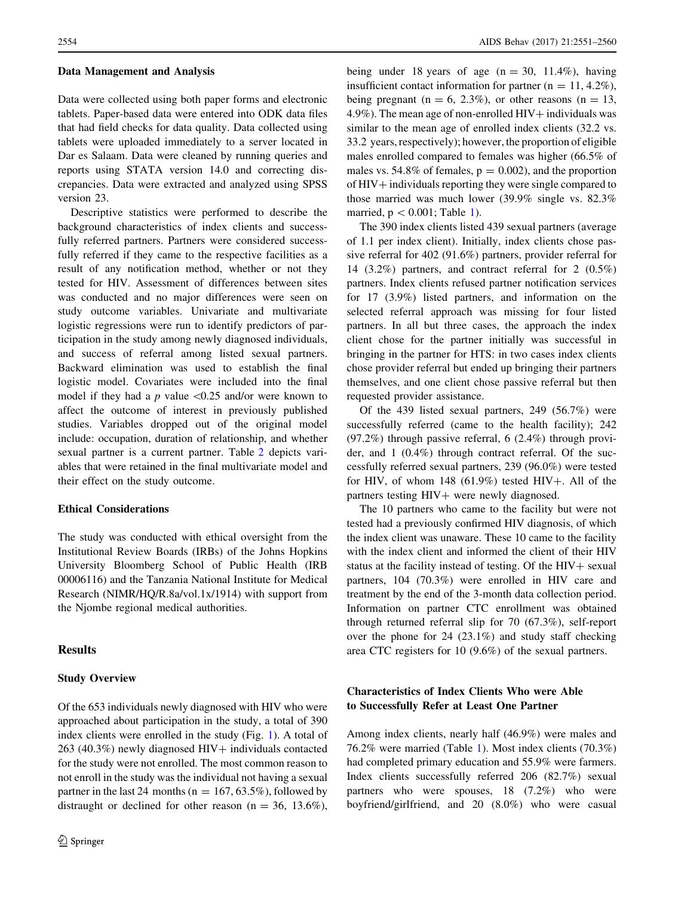### Data Management and Analysis

Data were collected using both paper forms and electronic tablets. Paper-based data were entered into ODK data files that had field checks for data quality. Data collected using tablets were uploaded immediately to a server located in Dar es Salaam. Data were cleaned by running queries and reports using STATA version 14.0 and correcting discrepancies. Data were extracted and analyzed using SPSS version 23.

Descriptive statistics were performed to describe the background characteristics of index clients and successfully referred partners. Partners were considered successfully referred if they came to the respective facilities as a result of any notification method, whether or not they tested for HIV. Assessment of differences between sites was conducted and no major differences were seen on study outcome variables. Univariate and multivariate logistic regressions were run to identify predictors of participation in the study among newly diagnosed individuals, and success of referral among listed sexual partners. Backward elimination was used to establish the final logistic model. Covariates were included into the final model if they had a $p$ value $<0.25$ and/or were known to affect the outcome of interest in previously published studies. Variables dropped out of the original model include: occupation, duration of relationship, and whether sexual partner is a current partner. Table 2 depicts variables that were retained in the final multivariate model and their effect on the study outcome.

### Ethical Considerations

The study was conducted with ethical oversight from the Institutional Review Boards (IRBs) of the Johns Hopkins University Bloomberg School of Public Health (IRB 00006116) and the Tanzania National Institute for Medical Research (NIMR/HQ/R.8a/vol.1x/1914) with support from the Njombe regional medical authorities.

## Results

### Study Overview

Of the 653 individuals newly diagnosed with HIV who were approached about participation in the study, a total of 390 index clients were enrolled in the study (Fig. 1). A total of 263 (40.3%) newly diagnosed HIV+ individuals contacted for the study were not enrolled. The most common reason to not enroll in the study was the individual not having a sexual partner in the last 24 months ($n = 167$, 63.5%), followed by distraught or declined for other reason ($n = 36$, 13.6%), being under 18 years of age ($n = 30$, 11.4%), having insufficient contact information for partner ($n = 11$, 4.2%), being pregnant ($n = 6$, 2.3%), or other reasons ($n = 13$, 4.9%). The mean age of non-enrolled HIV+ individuals was similar to the mean age of enrolled index clients (32.2 vs. 33.2 years, respectively); however, the proportion of eligible males enrolled compared to females was higher (66.5% of males vs. 54.8% of females, $p = 0.002$), and the proportion of HIV+ individuals reporting they were single compared to those married was much lower (39.9% single vs. 82.3% married, $p < 0.001$; Table 1).

The 390 index clients listed 439 sexual partners (average of 1.1 per index client). Initially, index clients chose passive referral for 402 (91.6%) partners, provider referral for 14 (3.2%) partners, and contract referral for 2 (0.5%) partners. Index clients refused partner notification services for 17 (3.9%) listed partners, and information on the selected referral approach was missing for four listed partners. In all but three cases, the approach the index client chose for the partner initially was successful in bringing in the partner for HTS: in two cases index clients chose provider referral but ended up bringing their partners themselves, and one client chose passive referral but then requested provider assistance.

Of the 439 listed sexual partners, 249 (56.7%) were successfully referred (came to the health facility); 242 (97.2%) through passive referral, 6 (2.4%) through provider, and 1 (0.4%) through contract referral. Of the successfully referred sexual partners, 239 (96.0%) were tested for HIV, of whom 148 (61.9%) tested HIV+. All of the partners testing HIV+ were newly diagnosed.

The 10 partners who came to the facility but were not tested had a previously confirmed HIV diagnosis, of which the index client was unaware. These 10 came to the facility with the index client and informed the client of their HIV status at the facility instead of testing. Of the HIV+ sexual partners, 104 (70.3%) were enrolled in HIV care and treatment by the end of the 3-month data collection period. Information on partner CTC enrollment was obtained through returned referral slip for 70 (67.3%), self-report over the phone for 24 (23.1%) and study staff checking area CTC registers for 10 (9.6%) of the sexual partners.

### Characteristics of Index Clients Who were Able to Successfully Refer at Least One Partner

Among index clients, nearly half (46.9%) were males and 76.2% were married (Table 1). Most index clients (70.3%) had completed primary education and 55.9% were farmers. Index clients successfully referred 206 (82.7%) sexual partners who were spouses, 18 (7.2%) who were boyfriend/girlfriend, and 20 (8.0%) who were casual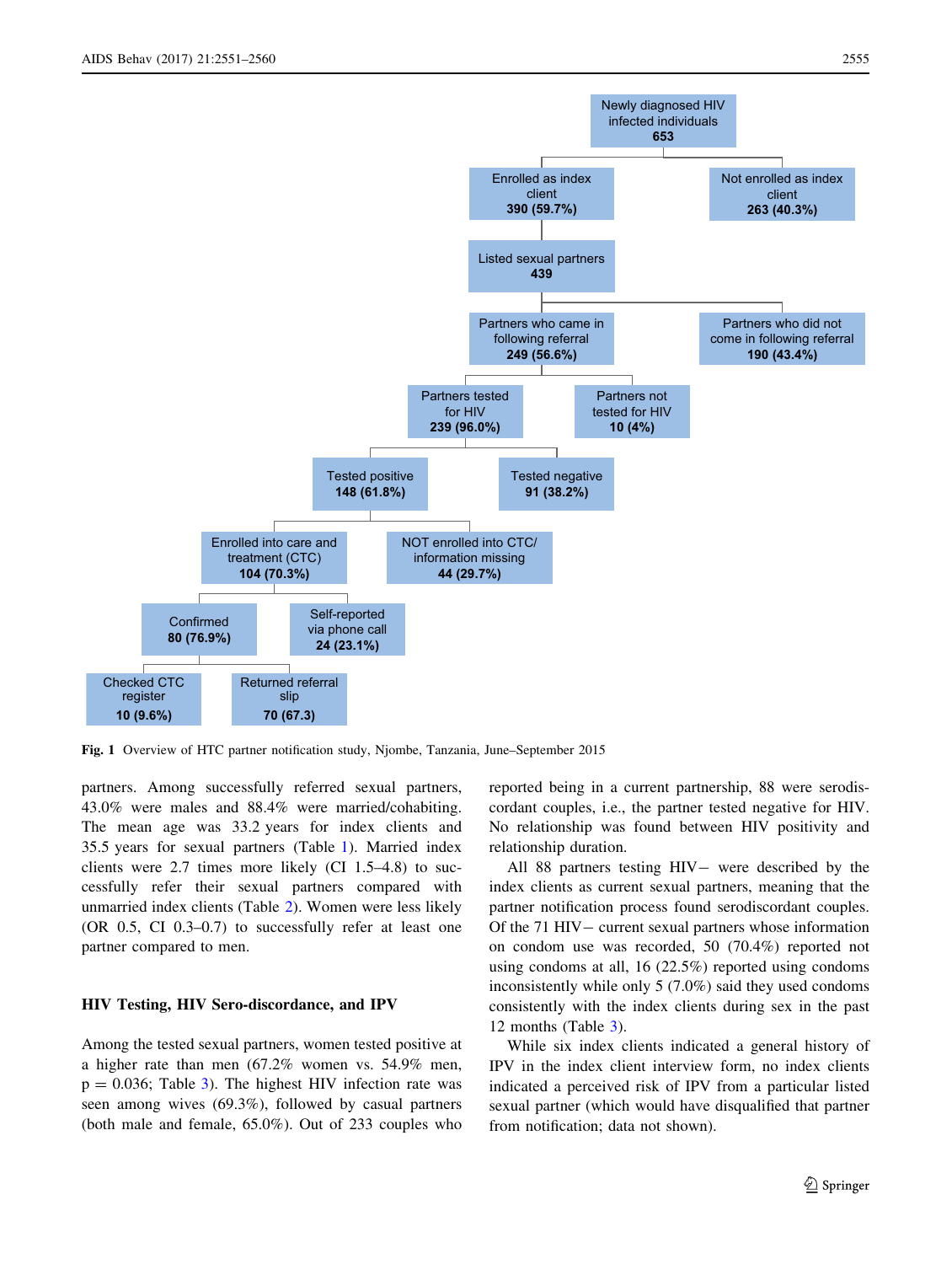Fig. 1 Overview of HTC partner notification study, Njombe, Tanzania, June–September 2015

partners. Among successfully referred sexual partners, 43.0% were males and 88.4% were married/cohabiting. The mean age was 33.2 years for index clients and 35.5 years for sexual partners (Table 1). Married index clients were 2.7 times more likely (CI 1.5–4.8) to successfully refer their sexual partners compared with unmarried index clients (Table 2). Women were less likely (OR 0.5, CI 0.3–0.7) to successfully refer at least one partner compared to men.

### HIV Testing, HIV Sero-discordance, and IPV

Among the tested sexual partners, women tested positive at a higher rate than men (67.2% women vs. 54.9% men, $p = 0.036$; Table 3). The highest HIV infection rate was seen among wives (69.3%), followed by casual partners (both male and female, 65.0%). Out of 233 couples who reported being in a current partnership, 88 were serodiscordant couples, i.e., the partner tested negative for HIV. No relationship was found between HIV positivity and relationship duration.

All 88 partners testing HIV− were described by the index clients as current sexual partners, meaning that the partner notification process found serodiscordant couples. Of the 71 HIV− current sexual partners whose information on condom use was recorded, 50 (70.4%) reported not using condoms at all, 16 (22.5%) reported using condoms inconsistently while only 5 (7.0%) said they used condoms consistently with the index clients during sex in the past 12 months (Table 3).

While six index clients indicated a general history of IPV in the index client interview form, no index clients indicated a perceived risk of IPV from a particular listed sexual partner (which would have disqualified that partner from notification; data not shown).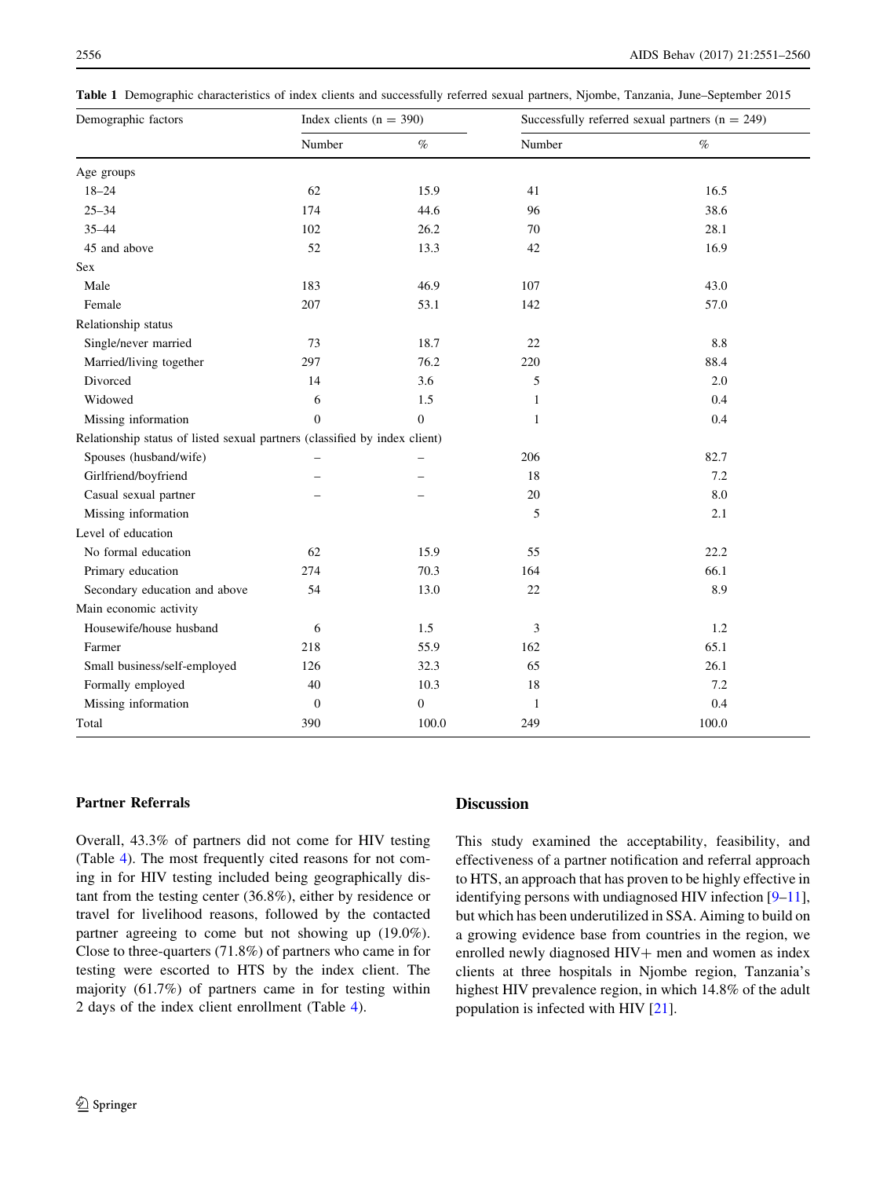**Table 1** Demographic characteristics of index clients and successfully referred sexual partners, Njombe, Tanzania, June–September 2015

| Demographic factors | Index clients (n = 390) | | Successfully referred sexual partners (n = 249) | |
|---|---|---|---|---|
| | Number | % | Number | % |
| Age groups | | | | |
| 18–24 | 62 | 15.9 | 41 | 16.5 |
| 25–34 | 174 | 44.6 | 96 | 38.6 |
| 35–44 | 102 | 26.2 | 70 | 28.1 |
| 45 and above | 52 | 13.3 | 42 | 16.9 |
| Sex | | | | |
| Male | 183 | 46.9 | 107 | 43.0 |
| Female | 207 | 53.1 | 142 | 57.0 |
| Relationship status | | | | |
| Single/never married | 73 | 18.7 | 22 | 8.8 |
| Married/living together | 297 | 76.2 | 220 | 88.4 |
| Divorced | 14 | 3.6 | 5 | 2.0 |
| Widowed | 6 | 1.5 | 1 | 0.4 |
| Missing information | 0 | 0 | 1 | 0.4 |
| Relationship status of listed sexual partners (classified by index client) | | | | |
| Spouses (husband/wife) | – | – | 206 | 82.7 |
| Girlfriend/boyfriend | – | – | 18 | 7.2 |
| Casual sexual partner | – | – | 20 | 8.0 |
| Missing information | | | 5 | 2.1 |
| Level of education | | | | |
| No formal education | 62 | 15.9 | 55 | 22.2 |
| Primary education | 274 | 70.3 | 164 | 66.1 |
| Secondary education and above | 54 | 13.0 | 22 | 8.9 |
| Main economic activity | | | | |
| Housewife/house husband | 6 | 1.5 | 3 | 1.2 |
| Farmer | 218 | 55.9 | 162 | 65.1 |
| Small business/self-employed | 126 | 32.3 | 65 | 26.1 |
| Formally employed | 40 | 10.3 | 18 | 7.2 |
| Missing information | 0 | 0 | 1 | 0.4 |
| Total | 390 | 100.0 | 249 | 100.0 |

### Partner Referrals

Overall, 43.3% of partners did not come for HIV testing (Table 4). The most frequently cited reasons for not coming in for HIV testing included being geographically distant from the testing center (36.8%), either by residence or travel for livelihood reasons, followed by the contacted partner agreeing to come but not showing up (19.0%). Close to three-quarters (71.8%) of partners who came in for testing were escorted to HTS by the index client. The majority (61.7%) of partners came in for testing within 2 days of the index client enrollment (Table 4).

## Discussion

This study examined the acceptability, feasibility, and effectiveness of a partner notification and referral approach to HTS, an approach that has proven to be highly effective in identifying persons with undiagnosed HIV infection [9–11], but which has been underutilized in SSA. Aiming to build on a growing evidence base from countries in the region, we enrolled newly diagnosed HIV+ men and women as index clients at three hospitals in Njombe region, Tanzania's highest HIV prevalence region, in which 14.8% of the adult population is infected with HIV [21].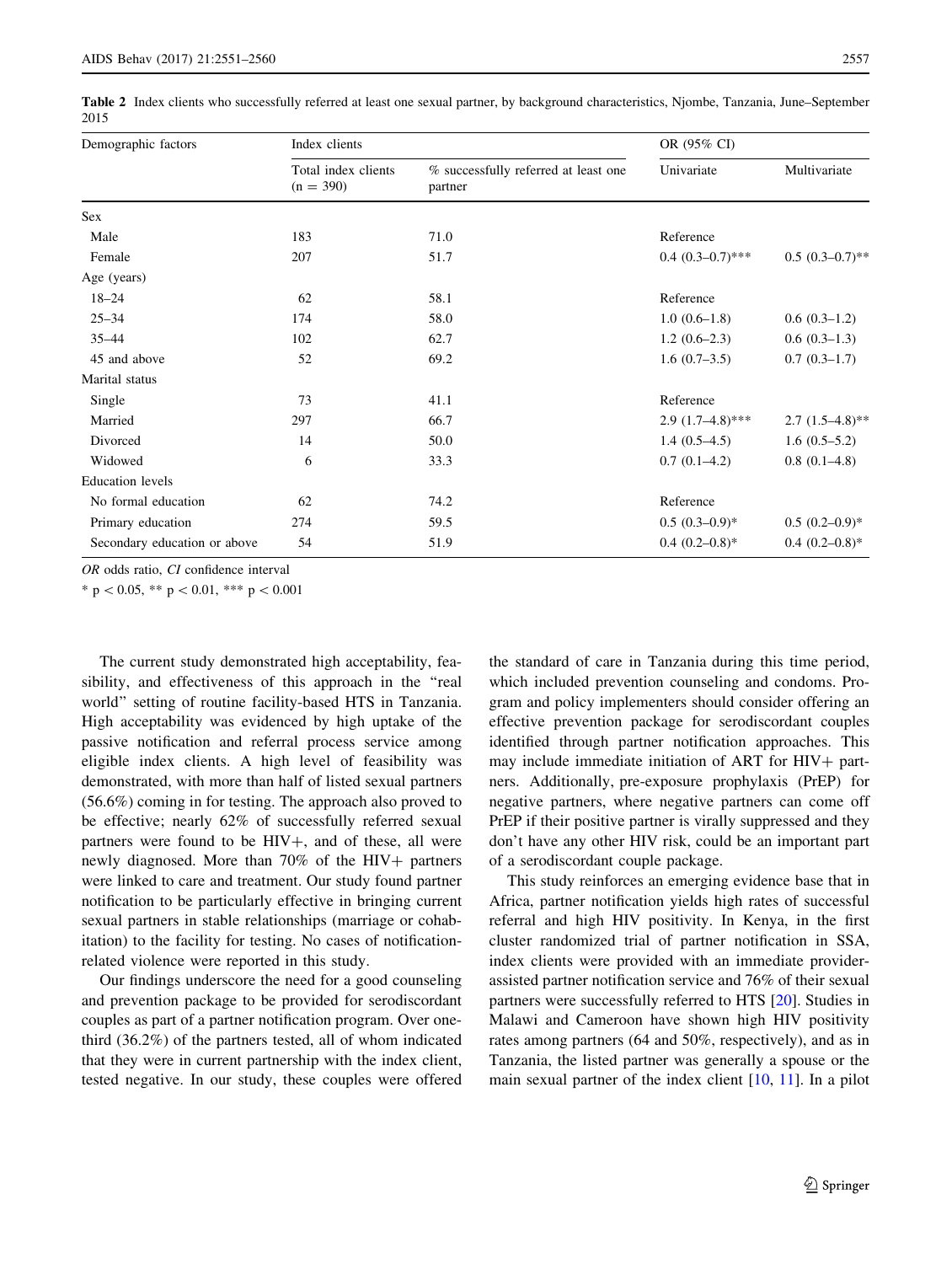**Table 2** Index clients who successfully referred at least one sexual partner, by background characteristics, Njombe, Tanzania, June–September 2015

| Demographic factors | Index clients | | OR (95% CI) | |
|---|---|---|---|---|
| | Total index clients (n = 390) | % successfully referred at least one partner | Univariate | Multivariate |
| Sex | | | | |
| Male | 183 | 71.0 | Reference | |
| Female | 207 | 51.7 | 0.4 (0.3–0.7)*** | 0.5 (0.3–0.7)** |
| Age (years) | | | | |
| 18–24 | 62 | 58.1 | Reference | |
| 25–34 | 174 | 58.0 | 1.0 (0.6–1.8) | 0.6 (0.3–1.2) |
| 35–44 | 102 | 62.7 | 1.2 (0.6–2.3) | 0.6 (0.3–1.3) |
| 45 and above | 52 | 69.2 | 1.6 (0.7–3.5) | 0.7 (0.3–1.7) |
| Marital status | | | | |
| Single | 73 | 41.1 | Reference | |
| Married | 297 | 66.7 | 2.9 (1.7–4.8)*** | 2.7 (1.5–4.8)** |
| Divorced | 14 | 50.0 | 1.4 (0.5–4.5) | 1.6 (0.5–5.2) |
| Widowed | 6 | 33.3 | 0.7 (0.1–4.2) | 0.8 (0.1–4.8) |
| Education levels | | | | |
| No formal education | 62 | 74.2 | Reference | |
| Primary education | 274 | 59.5 | 0.5 (0.3–0.9)* | 0.5 (0.2–0.9)* |
| Secondary education or above | 54 | 51.9 | 0.4 (0.2–0.8)* | 0.4 (0.2–0.8)* |

*OR* odds ratio, *CI* confidence interval

* $p < 0.05$, ** $p < 0.01$, *** $p < 0.001$

The current study demonstrated high acceptability, feasibility, and effectiveness of this approach in the "real world" setting of routine facility-based HTS in Tanzania. High acceptability was evidenced by high uptake of the passive notification and referral process service among eligible index clients. A high level of feasibility was demonstrated, with more than half of listed sexual partners (56.6%) coming in for testing. The approach also proved to be effective; nearly 62% of successfully referred sexual partners were found to be HIV+, and of these, all were newly diagnosed. More than 70% of the HIV+ partners were linked to care and treatment. Our study found partner notification to be particularly effective in bringing current sexual partners in stable relationships (marriage or cohabitation) to the facility for testing. No cases of notification-related violence were reported in this study.

Our findings underscore the need for a good counseling and prevention package to be provided for serodiscordant couples as part of a partner notification program. Over one-third (36.2%) of the partners tested, all of whom indicated that they were in current partnership with the index client, tested negative. In our study, these couples were offered the standard of care in Tanzania during this time period, which included prevention counseling and condoms. Program and policy implementers should consider offering an effective prevention package for serodiscordant couples identified through partner notification approaches. This may include immediate initiation of ART for HIV+ partners. Additionally, pre-exposure prophylaxis (PrEP) for negative partners, where negative partners can come off PrEP if their positive partner is virally suppressed and they don't have any other HIV risk, could be an important part of a serodiscordant couple package.

This study reinforces an emerging evidence base that in Africa, partner notification yields high rates of successful referral and high HIV positivity. In Kenya, in the first cluster randomized trial of partner notification in SSA, index clients were provided with an immediate provider-assisted partner notification service and 76% of their sexual partners were successfully referred to HTS [20]. Studies in Malawi and Cameroon have shown high HIV positivity rates among partners (64 and 50%, respectively), and as in Tanzania, the listed partner was generally a spouse or the main sexual partner of the index client [10, 11]. In a pilot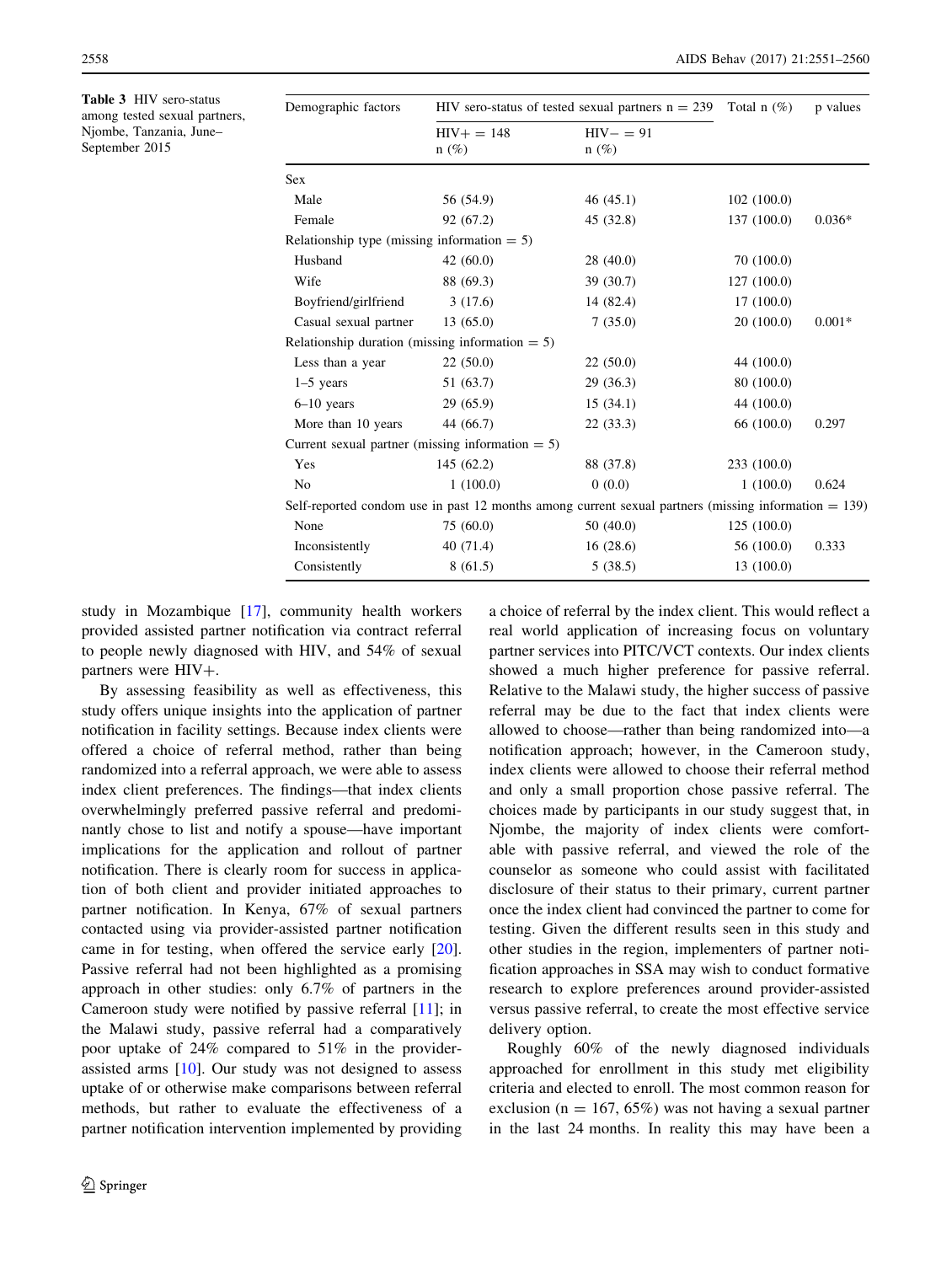**Table 3** HIV sero-status among tested sexual partners, Njombe, Tanzania, June–September 2015

| Demographic factors | HIV sero-status of tested sexual partners n = 239 | | Total n (%) | p values |
|---|---|---|---|---|
| | HIV+ = 148 n (%) | HIV− = 91 n (%) | | |
| Sex | | | | |
| Male | 56 (54.9) | 46 (45.1) | 102 (100.0) | |
| Female | 92 (67.2) | 45 (32.8) | 137 (100.0) | 0.036* |
| Relationship type (missing information = 5) | | | | |
| Husband | 42 (60.0) | 28 (40.0) | 70 (100.0) | |
| Wife | 88 (69.3) | 39 (30.7) | 127 (100.0) | |
| Boyfriend/girlfriend | 3 (17.6) | 14 (82.4) | 17 (100.0) | |
| Casual sexual partner | 13 (65.0) | 7 (35.0) | 20 (100.0) | 0.001* |
| Relationship duration (missing information = 5) | | | | |
| Less than a year | 22 (50.0) | 22 (50.0) | 44 (100.0) | |
| 1–5 years | 51 (63.7) | 29 (36.3) | 80 (100.0) | |
| 6–10 years | 29 (65.9) | 15 (34.1) | 44 (100.0) | |
| More than 10 years | 44 (66.7) | 22 (33.3) | 66 (100.0) | 0.297 |
| Current sexual partner (missing information = 5) | | | | |
| Yes | 145 (62.2) | 88 (37.8) | 233 (100.0) | |
| No | 1 (100.0) | 0 (0.0) | 1 (100.0) | 0.624 |
| Self-reported condom use in past 12 months among current sexual partners (missing information = 139) | | | | |
| None | 75 (60.0) | 50 (40.0) | 125 (100.0) | |
| Inconsistently | 40 (71.4) | 16 (28.6) | 56 (100.0) | 0.333 |
| Consistently | 8 (61.5) | 5 (38.5) | 13 (100.0) | |

study in Mozambique [17], community health workers provided assisted partner notification via contract referral to people newly diagnosed with HIV, and 54% of sexual partners were HIV+.

By assessing feasibility as well as effectiveness, this study offers unique insights into the application of partner notification in facility settings. Because index clients were offered a choice of referral method, rather than being randomized into a referral approach, we were able to assess index client preferences. The findings—that index clients overwhelmingly preferred passive referral and predominantly chose to list and notify a spouse—have important implications for the application and rollout of partner notification. There is clearly room for success in application of both client and provider initiated approaches to partner notification. In Kenya, 67% of sexual partners contacted using via provider-assisted partner notification came in for testing, when offered the service early [20]. Passive referral had not been highlighted as a promising approach in other studies: only 6.7% of partners in the Cameroon study were notified by passive referral [11]; in the Malawi study, passive referral had a comparatively poor uptake of 24% compared to 51% in the provider-assisted arms [10]. Our study was not designed to assess uptake of or otherwise make comparisons between referral methods, but rather to evaluate the effectiveness of a partner notification intervention implemented by providing a choice of referral by the index client. This would reflect a real world application of increasing focus on voluntary partner services into PITC/VCT contexts. Our index clients showed a much higher preference for passive referral. Relative to the Malawi study, the higher success of passive referral may be due to the fact that index clients were allowed to choose—rather than being randomized into—a notification approach; however, in the Cameroon study, index clients were allowed to choose their referral method and only a small proportion chose passive referral. The choices made by participants in our study suggest that, in Njombe, the majority of index clients were comfortable with passive referral, and viewed the role of the counselor as someone who could assist with facilitated disclosure of their status to their primary, current partner once the index client had convinced the partner to come for testing. Given the different results seen in this study and other studies in the region, implementers of partner notification approaches in SSA may wish to conduct formative research to explore preferences around provider-assisted versus passive referral, to create the most effective service delivery option.

Roughly 60% of the newly diagnosed individuals approached for enrollment in this study met eligibility criteria and elected to enroll. The most common reason for exclusion (n = 167, 65%) was not having a sexual partner in the last 24 months. In reality this may have been a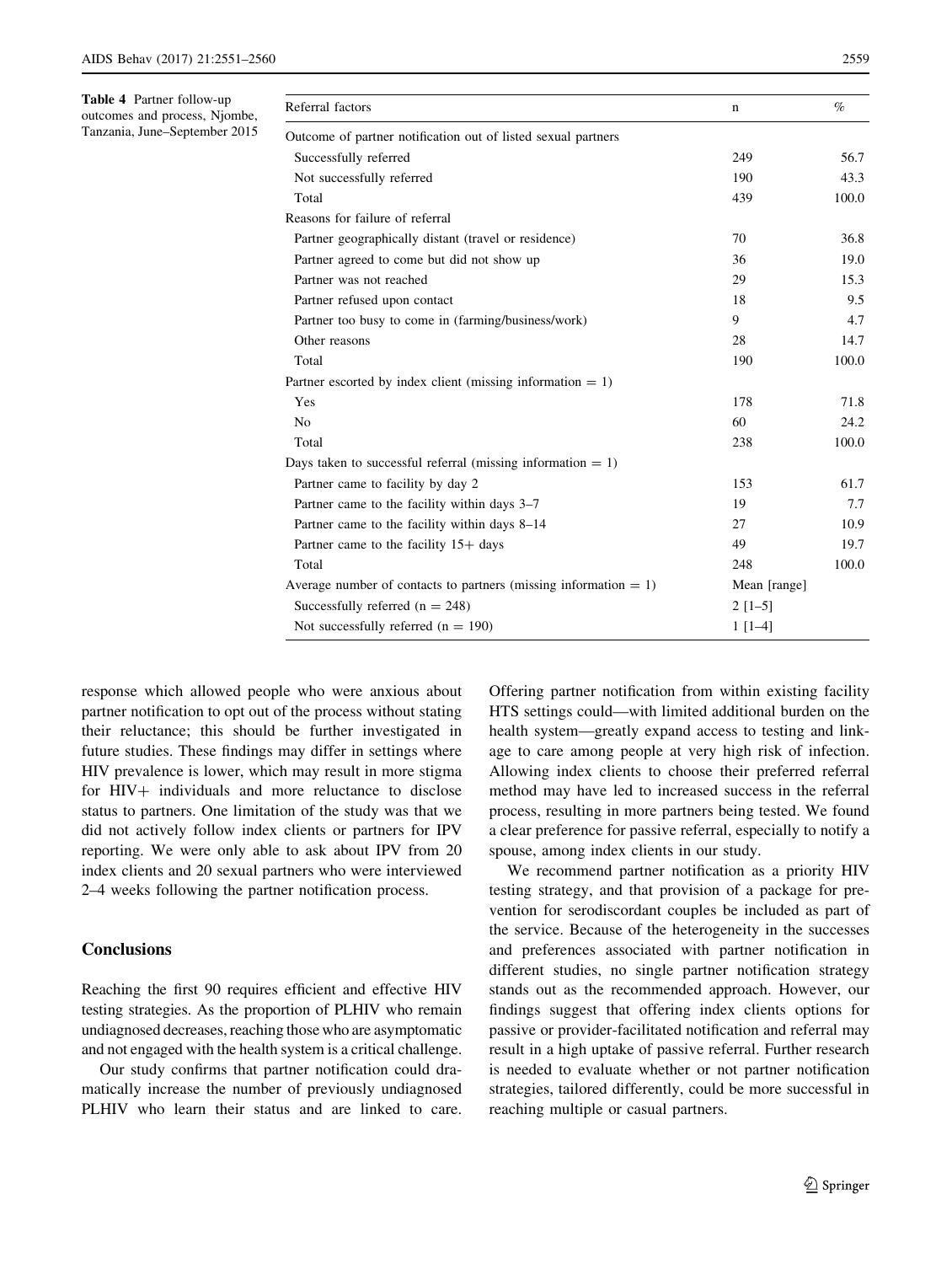**Table 4** Partner follow-up outcomes and process, Njombe, Tanzania, June–September 2015

| Referral factors | n | % |
|---|---|---|
| Outcome of partner notification out of listed sexual partners | | |
| Successfully referred | 249 | 56.7 |
| Not successfully referred | 190 | 43.3 |
| Total | 439 | 100.0 |
| Reasons for failure of referral | | |
| Partner geographically distant (travel or residence) | 70 | 36.8 |
| Partner agreed to come but did not show up | 36 | 19.0 |
| Partner was not reached | 29 | 15.3 |
| Partner refused upon contact | 18 | 9.5 |
| Partner too busy to come in (farming/business/work) | 9 | 4.7 |
| Other reasons | 28 | 14.7 |
| Total | 190 | 100.0 |
| Partner escorted by index client (missing information = 1) | | |
| Yes | 178 | 71.8 |
| No | 60 | 24.2 |
| Total | 238 | 100.0 |
| Days taken to successful referral (missing information = 1) | | |
| Partner came to facility by day 2 | 153 | 61.7 |
| Partner came to the facility within days 3–7 | 19 | 7.7 |
| Partner came to the facility within days 8–14 | 27 | 10.9 |
| Partner came to the facility 15+ days | 49 | 19.7 |
| Total | 248 | 100.0 |
| Average number of contacts to partners (missing information = 1) | Mean [range] | |
| Successfully referred (n = 248) | 2 [1–5] | |
| Not successfully referred (n = 190) | 1 [1–4] | |

response which allowed people who were anxious about partner notification to opt out of the process without stating their reluctance; this should be further investigated in future studies. These findings may differ in settings where HIV prevalence is lower, which may result in more stigma for HIV+ individuals and more reluctance to disclose status to partners. One limitation of the study was that we did not actively follow index clients or partners for IPV reporting. We were only able to ask about IPV from 20 index clients and 20 sexual partners who were interviewed 2–4 weeks following the partner notification process.

## Conclusions

Reaching the first 90 requires efficient and effective HIV testing strategies. As the proportion of PLHIV who remain undiagnosed decreases, reaching those who are asymptomatic and not engaged with the health system is a critical challenge.

Our study confirms that partner notification could dramatically increase the number of previously undiagnosed PLHIV who learn their status and are linked to care. Offering partner notification from within existing facility HTS settings could—with limited additional burden on the health system—greatly expand access to testing and linkage to care among people at very high risk of infection. Allowing index clients to choose their preferred referral method may have led to increased success in the referral process, resulting in more partners being tested. We found a clear preference for passive referral, especially to notify a spouse, among index clients in our study.

We recommend partner notification as a priority HIV testing strategy, and that provision of a package for prevention for serodiscordant couples be included as part of the service. Because of the heterogeneity in the successes and preferences associated with partner notification in different studies, no single partner notification strategy stands out as the recommended approach. However, our findings suggest that offering index clients options for passive or provider-facilitated notification and referral may result in a high uptake of passive referral. Further research is needed to evaluate whether or not partner notification strategies, tailored differently, could be more successful in reaching multiple or casual partners.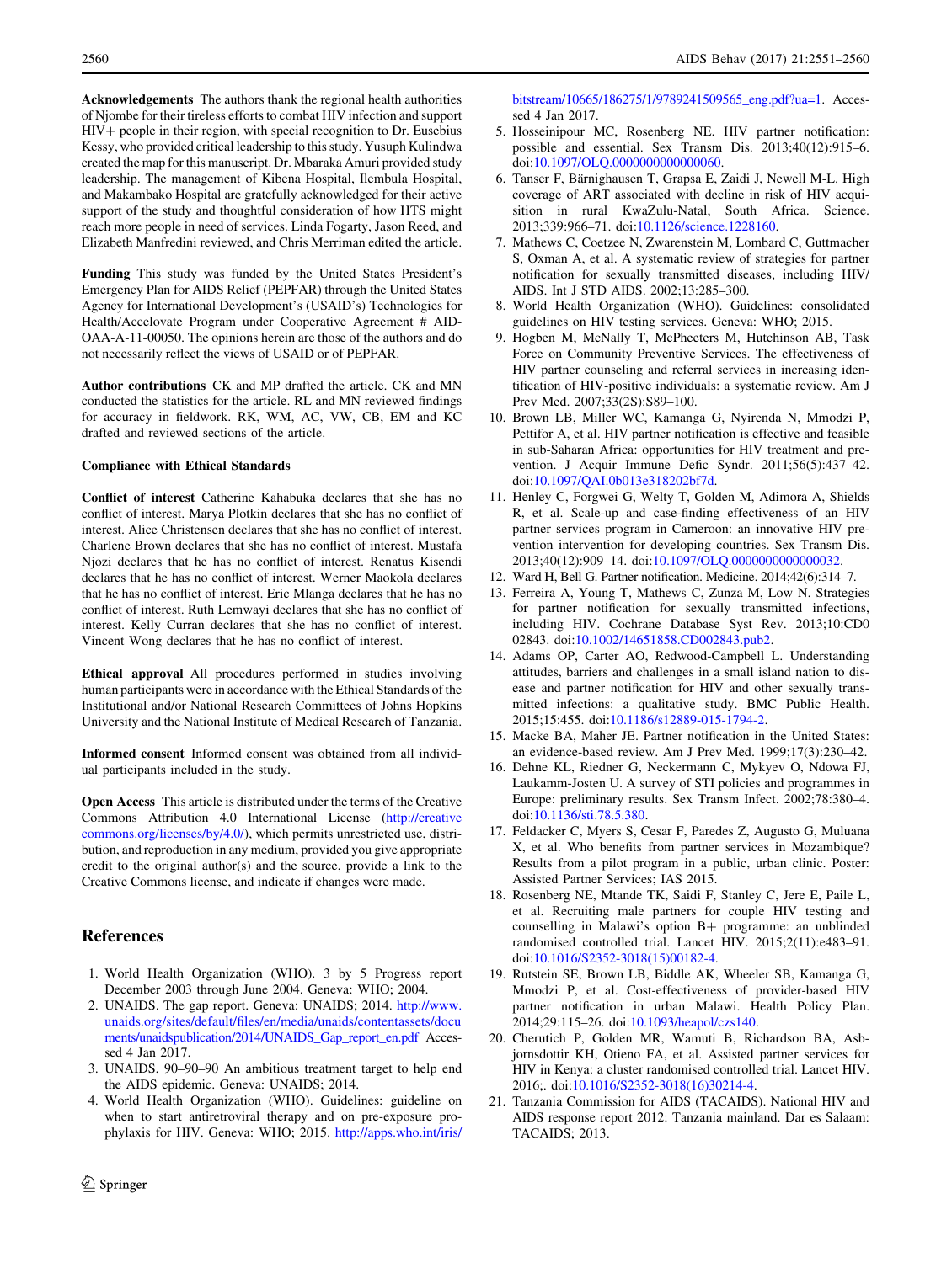**Acknowledgements** The authors thank the regional health authorities of Njombe for their tireless efforts to combat HIV infection and support HIV+ people in their region, with special recognition to Dr. Eusebius Kessy, who provided critical leadership to this study. Yusuph Kulindwa created the map for this manuscript. Dr. Mbaraka Amuri provided study leadership. The management of Kibena Hospital, Ilembula Hospital, and Makambako Hospital are gratefully acknowledged for their active support of the study and thoughtful consideration of how HTS might reach more people in need of services. Linda Fogarty, Jason Reed, and Elizabeth Manfredini reviewed, and Chris Merriman edited the article.

**Funding** This study was funded by the United States President's Emergency Plan for AIDS Relief (PEPFAR) through the United States Agency for International Development's (USAID's) Technologies for Health/Accelovate Program under Cooperative Agreement # AID-OAA-A-11-00050. The opinions herein are those of the authors and do not necessarily reflect the views of USAID or of PEPFAR.

**Author contributions** CK and MP drafted the article. CK and MN conducted the statistics for the article. RL and MN reviewed findings for accuracy in fieldwork. RK, WM, AC, VW, CB, EM and KC drafted and reviewed sections of the article.

**Compliance with Ethical Standards**

**Conflict of interest** Catherine Kahabuka declares that she has no conflict of interest. Marya Plotkin declares that she has no conflict of interest. Alice Christensen declares that she has no conflict of interest. Charlene Brown declares that she has no conflict of interest. Mustafa Njozi declares that he has no conflict of interest. Renatus Kisendi declares that he has no conflict of interest. Werner Maokola declares that he has no conflict of interest. Eric Mlanga declares that he has no conflict of interest. Ruth Lemwayi declares that she has no conflict of interest. Kelly Curran declares that she has no conflict of interest. Vincent Wong declares that he has no conflict of interest.

**Ethical approval** All procedures performed in studies involving human participants were in accordance with the Ethical Standards of the Institutional and/or National Research Committees of Johns Hopkins University and the National Institute of Medical Research of Tanzania.

**Informed consent** Informed consent was obtained from all individual participants included in the study.

**Open Access** This article is distributed under the terms of the Creative Commons Attribution 4.0 International License (http://creativecommons.org/licenses/by/4.0/), which permits unrestricted use, distribution, and reproduction in any medium, provided you give appropriate credit to the original author(s) and the source, provide a link to the Creative Commons license, and indicate if changes were made.

## References

1. World Health Organization (WHO). 3 by 5 Progress report December 2003 through June 2004. Geneva: WHO; 2004.
2. UNAIDS. The gap report. Geneva: UNAIDS; 2014. http://www.unaids.org/sites/default/files/en/media/unaids/contentassets/documents/unaidspublication/2014/UNAIDS_Gap_report_en.pdf Accessed 4 Jan 2017.
3. UNAIDS. 90–90–90 An ambitious treatment target to help end the AIDS epidemic. Geneva: UNAIDS; 2014.
4. World Health Organization (WHO). Guidelines: guideline on when to start antiretroviral therapy and on pre-exposure prophylaxis for HIV. Geneva: WHO; 2015. http://apps.who.int/iris/bitstream/10665/186275/1/9789241509565_eng.pdf?ua=1. Accessed 4 Jan 2017.
5. Hosseinipour MC, Rosenberg NE. HIV partner notification: possible and essential. Sex Transm Dis. 2013;40(12):915–6. doi:10.1097/OLQ.0000000000000060.
6. Tanser F, Bärnighausen T, Grapsa E, Zaidi J, Newell M-L. High coverage of ART associated with decline in risk of HIV acquisition in rural KwaZulu-Natal, South Africa. Science. 2013;339:966–71. doi:10.1126/science.1228160.
7. Mathews C, Coetzee N, Zwarenstein M, Lombard C, Guttmacher S, Oxman A, et al. A systematic review of strategies for partner notification for sexually transmitted diseases, including HIV/AIDS. Int J STD AIDS. 2002;13:285–300.
8. World Health Organization (WHO). Guidelines: consolidated guidelines on HIV testing services. Geneva: WHO; 2015.
9. Hogben M, McNally T, McPheeters M, Hutchinson AB, Task Force on Community Preventive Services. The effectiveness of HIV partner counseling and referral services in increasing identification of HIV-positive individuals: a systematic review. Am J Prev Med. 2007;33(2S):S89–100.
10. Brown LB, Miller WC, Kamanga G, Nyirenda N, Mmodzi P, Pettifor A, et al. HIV partner notification is effective and feasible in sub-Saharan Africa: opportunities for HIV treatment and prevention. J Acquir Immune Defic Syndr. 2011;56(5):437–42. doi:10.1097/QAI.0b013e318202bf7d.
11. Henley C, Forgwei G, Welty T, Golden M, Adimora A, Shields R, et al. Scale-up and case-finding effectiveness of an HIV partner services program in Cameroon: an innovative HIV prevention intervention for developing countries. Sex Transm Dis. 2013;40(12):909–14. doi:10.1097/OLQ.0000000000000032.
12. Ward H, Bell G. Partner notification. Medicine. 2014;42(6):314–7.
13. Ferreira A, Young T, Mathews C, Zunza M, Low N. Strategies for partner notification for sexually transmitted infections, including HIV. Cochrane Database Syst Rev. 2013;10:CD002843. doi:10.1002/14651858.CD002843.pub2.
14. Adams OP, Carter AO, Redwood-Campbell L. Understanding attitudes, barriers and challenges in a small island nation to disease and partner notification for HIV and other sexually transmitted infections: a qualitative study. BMC Public Health. 2015;15:455. doi:10.1186/s12889-015-1794-2.
15. Macke BA, Maher JE. Partner notification in the United States: an evidence-based review. Am J Prev Med. 1999;17(3):230–42.
16. Dehne KL, Riedner G, Neckermann C, Mykyev O, Ndowa FJ, Laukamm-Josten U. A survey of STI policies and programmes in Europe: preliminary results. Sex Transm Infect. 2002;78:380–4. doi:10.1136/sti.78.5.380.
17. Feldacker C, Myers S, Cesar F, Paredes Z, Augusto G, Muluana X, et al. Who benefits from partner services in Mozambique? Results from a pilot program in a public, urban clinic. Poster: Assisted Partner Services; IAS 2015.
18. Rosenberg NE, Mtande TK, Saidi F, Stanley C, Jere E, Paile L, et al. Recruiting male partners for couple HIV testing and counselling in Malawi's option B+ programme: an unblinded randomised controlled trial. Lancet HIV. 2015;2(11):e483–91. doi:10.1016/S2352-3018(15)00182-4.
19. Rutstein SE, Brown LB, Biddle AK, Wheeler SB, Kamanga G, Mmodzi P, et al. Cost-effectiveness of provider-based HIV partner notification in urban Malawi. Health Policy Plan. 2014;29:115–26. doi:10.1093/heapol/czs140.
20. Cherutich P, Golden MR, Wamuti B, Richardson BA, Asbjornsdottir KH, Otieno FA, et al. Assisted partner services for HIV in Kenya: a cluster randomised controlled trial. Lancet HIV. 2016;. doi:10.1016/S2352-3018(16)30214-4.
21. Tanzania Commission for AIDS (TACAIDS). National HIV and AIDS response report 2012: Tanzania mainland. Dar es Salaam: TACAIDS; 2013.